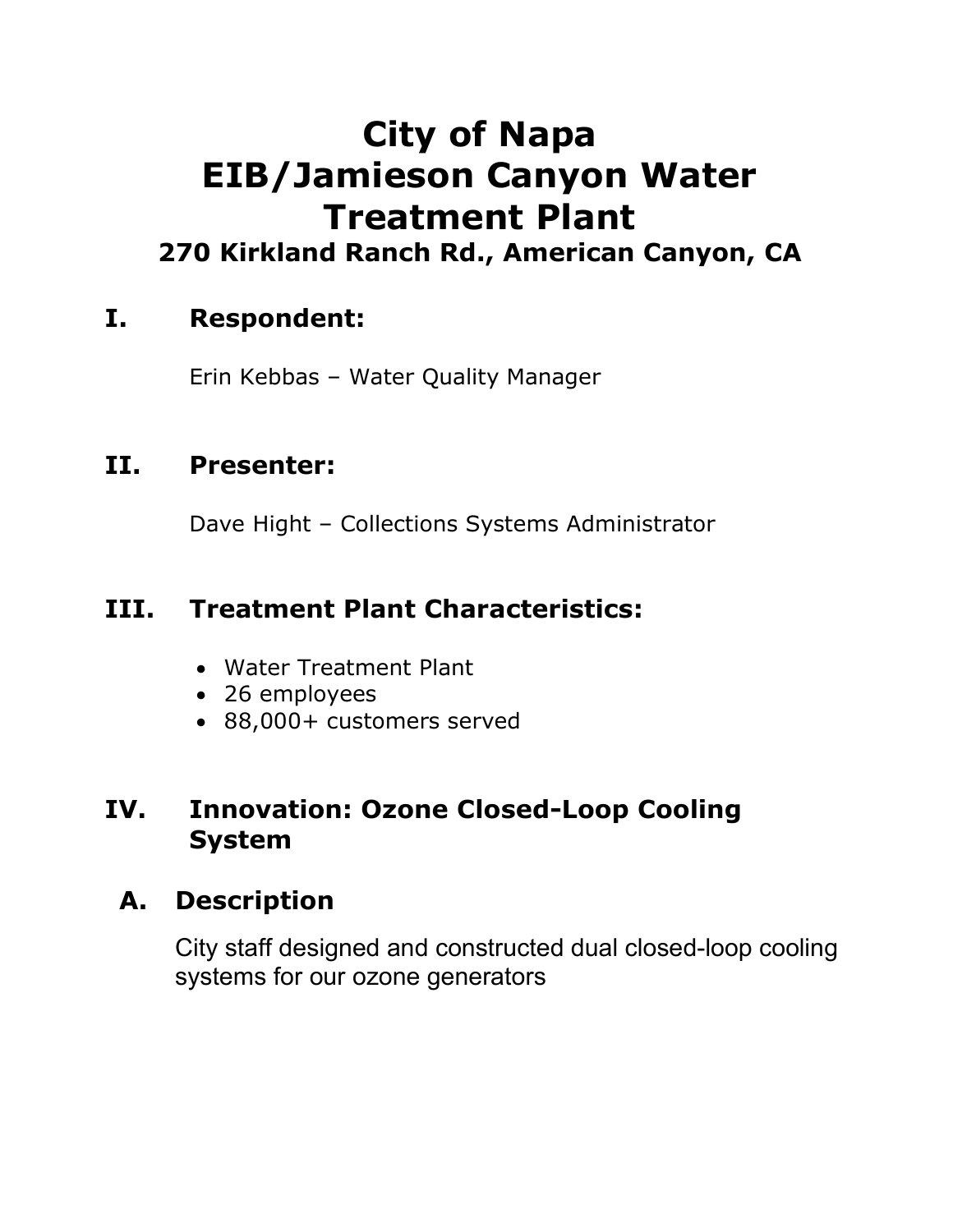# City of Napa
# EIB/Jamieson Canyon Water Treatment Plant

### 270 Kirkland Ranch Rd., American Canyon, CA

## I. Respondent:

Erin Kebbas – Water Quality Manager

## II. Presenter:

Dave Hight – Collections Systems Administrator

## III. Treatment Plant Characteristics:

- Water Treatment Plant
- 26 employees
- 88,000+ customers served

## IV. Innovation: Ozone Closed-Loop Cooling System

### A. Description

City staff designed and constructed dual closed-loop cooling systems for our ozone generators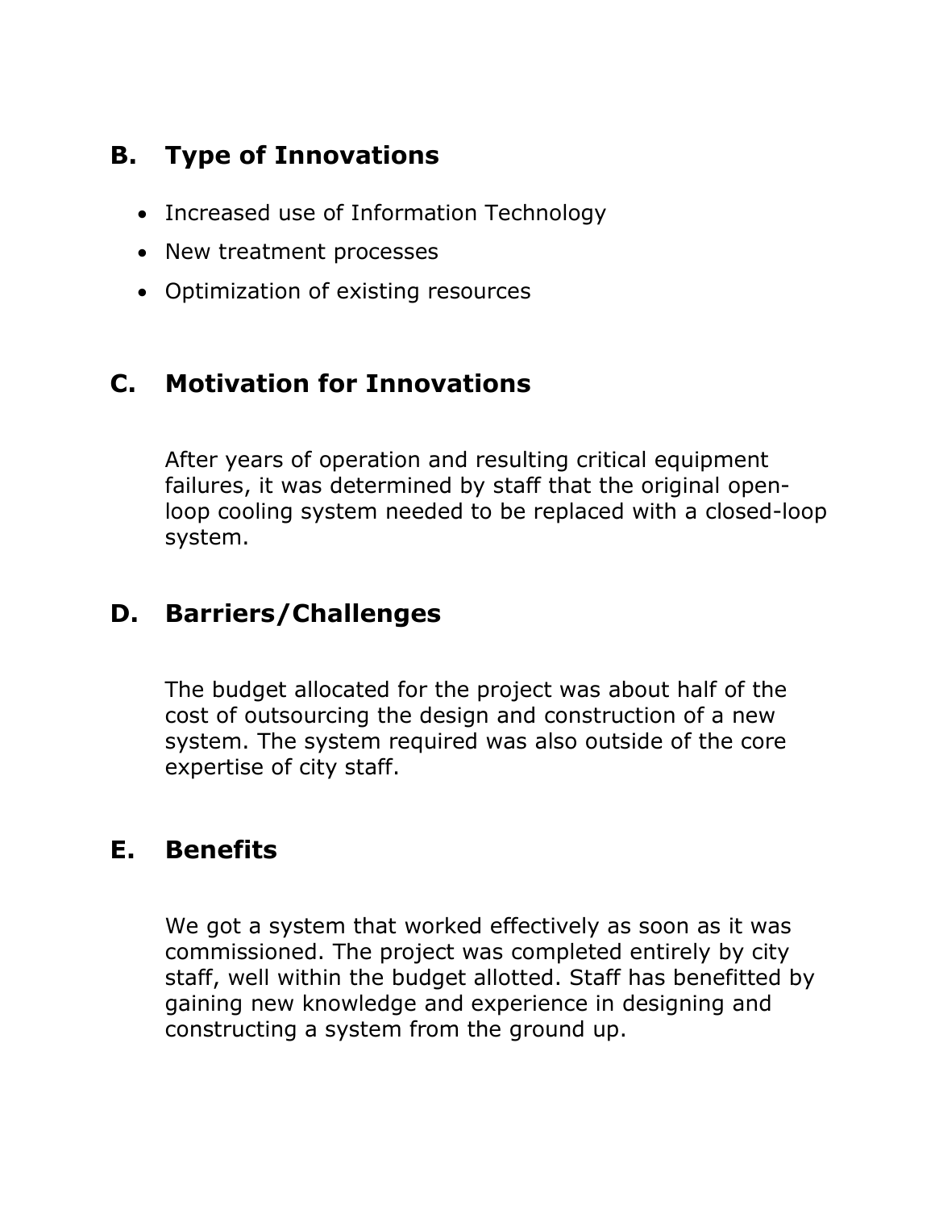## B. Type of Innovations

- Increased use of Information Technology
- New treatment processes
- Optimization of existing resources

## C. Motivation for Innovations

After years of operation and resulting critical equipment failures, it was determined by staff that the original open-loop cooling system needed to be replaced with a closed-loop system.

## D. Barriers/Challenges

The budget allocated for the project was about half of the cost of outsourcing the design and construction of a new system. The system required was also outside of the core expertise of city staff.

## E. Benefits

We got a system that worked effectively as soon as it was commissioned. The project was completed entirely by city staff, well within the budget allotted. Staff has benefitted by gaining new knowledge and experience in designing and constructing a system from the ground up.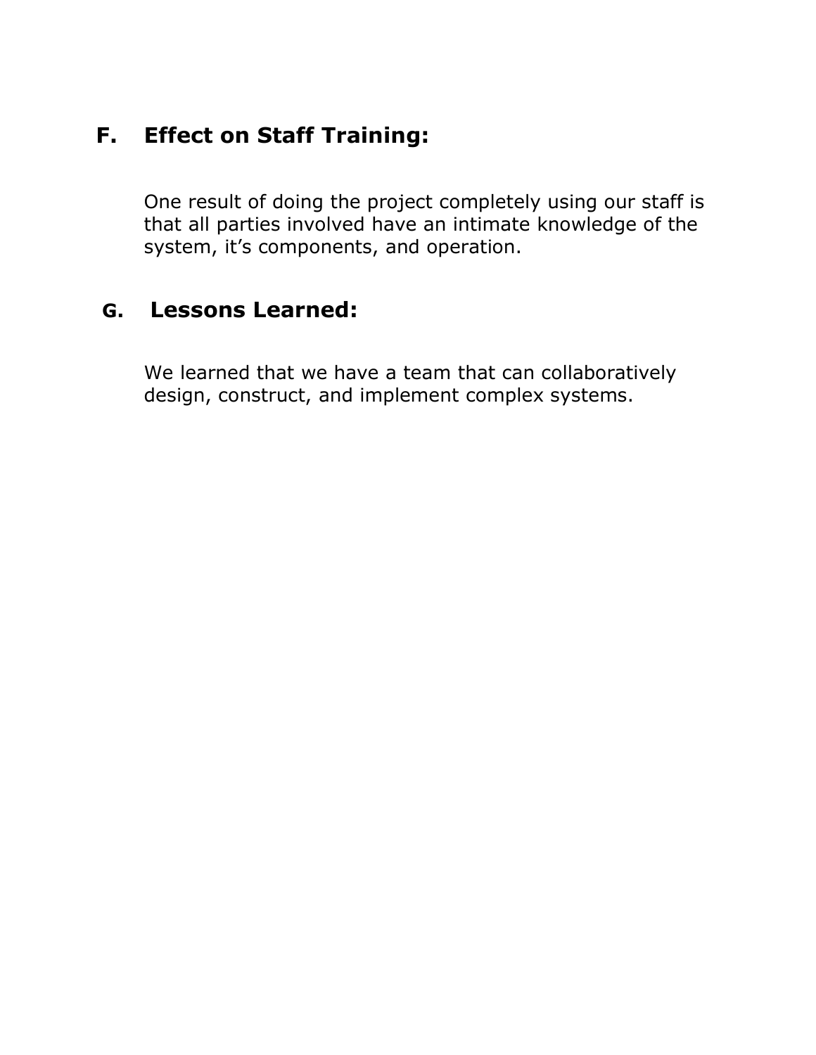## F. Effect on Staff Training:

One result of doing the project completely using our staff is that all parties involved have an intimate knowledge of the system, it's components, and operation.

## G. Lessons Learned:

We learned that we have a team that can collaboratively design, construct, and implement complex systems.